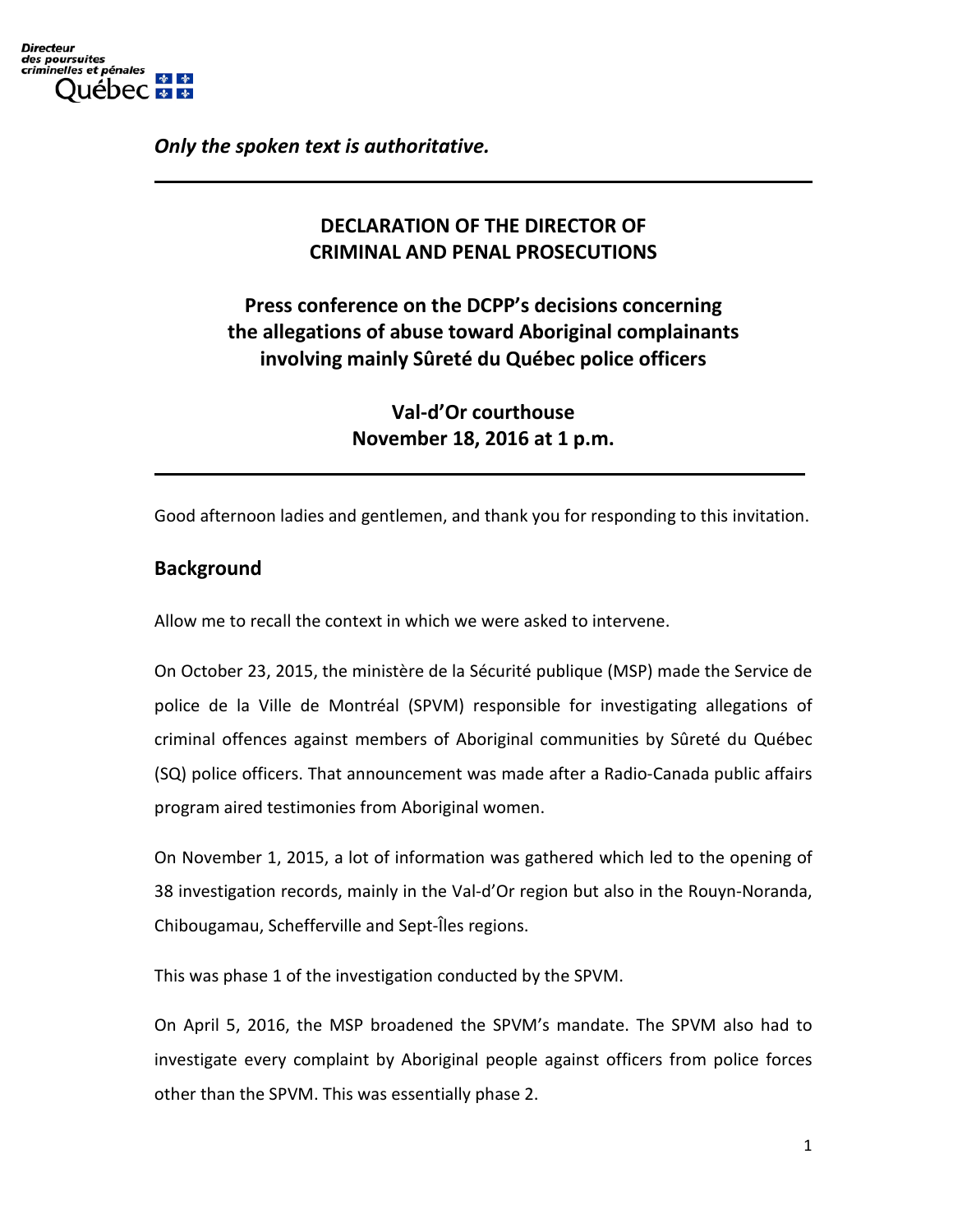Directeur des poursuites criminelles et pénales Québec

*Only the spoken text is authoritative.*

---

# DECLARATION OF THE DIRECTOR OF CRIMINAL AND PENAL PROSECUTIONS

## Press conference on the DCPP's decisions concerning the allegations of abuse toward Aboriginal complainants involving mainly Sûreté du Québec police officers

**Val-d'Or courthouse**
**November 18, 2016 at 1 p.m.**

---

Good afternoon ladies and gentlemen, and thank you for responding to this invitation.

## Background

Allow me to recall the context in which we were asked to intervene.

On October 23, 2015, the ministère de la Sécurité publique (MSP) made the Service de police de la Ville de Montréal (SPVM) responsible for investigating allegations of criminal offences against members of Aboriginal communities by Sûreté du Québec (SQ) police officers. That announcement was made after a Radio-Canada public affairs program aired testimonies from Aboriginal women.

On November 1, 2015, a lot of information was gathered which led to the opening of 38 investigation records, mainly in the Val-d'Or region but also in the Rouyn-Noranda, Chibougamau, Schefferville and Sept-Îles regions.

This was phase 1 of the investigation conducted by the SPVM.

On April 5, 2016, the MSP broadened the SPVM's mandate. The SPVM also had to investigate every complaint by Aboriginal people against officers from police forces other than the SPVM. This was essentially phase 2.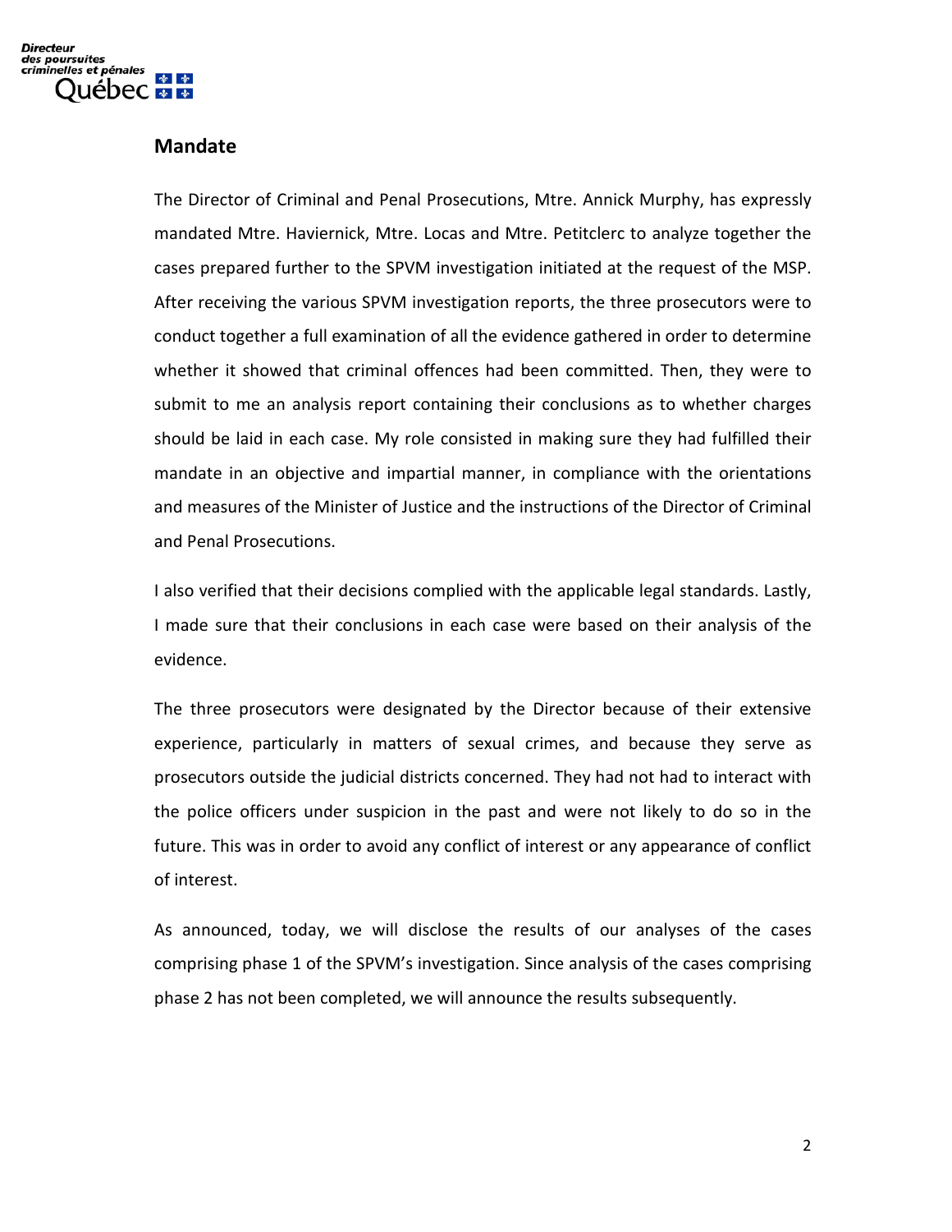## Mandate

The Director of Criminal and Penal Prosecutions, Mtre. Annick Murphy, has expressly mandated Mtre. Haviernick, Mtre. Locas and Mtre. Petitclerc to analyze together the cases prepared further to the SPVM investigation initiated at the request of the MSP. After receiving the various SPVM investigation reports, the three prosecutors were to conduct together a full examination of all the evidence gathered in order to determine whether it showed that criminal offences had been committed. Then, they were to submit to me an analysis report containing their conclusions as to whether charges should be laid in each case. My role consisted in making sure they had fulfilled their mandate in an objective and impartial manner, in compliance with the orientations and measures of the Minister of Justice and the instructions of the Director of Criminal and Penal Prosecutions.

I also verified that their decisions complied with the applicable legal standards. Lastly, I made sure that their conclusions in each case were based on their analysis of the evidence.

The three prosecutors were designated by the Director because of their extensive experience, particularly in matters of sexual crimes, and because they serve as prosecutors outside the judicial districts concerned. They had not had to interact with the police officers under suspicion in the past and were not likely to do so in the future. This was in order to avoid any conflict of interest or any appearance of conflict of interest.

As announced, today, we will disclose the results of our analyses of the cases comprising phase 1 of the SPVM's investigation. Since analysis of the cases comprising phase 2 has not been completed, we will announce the results subsequently.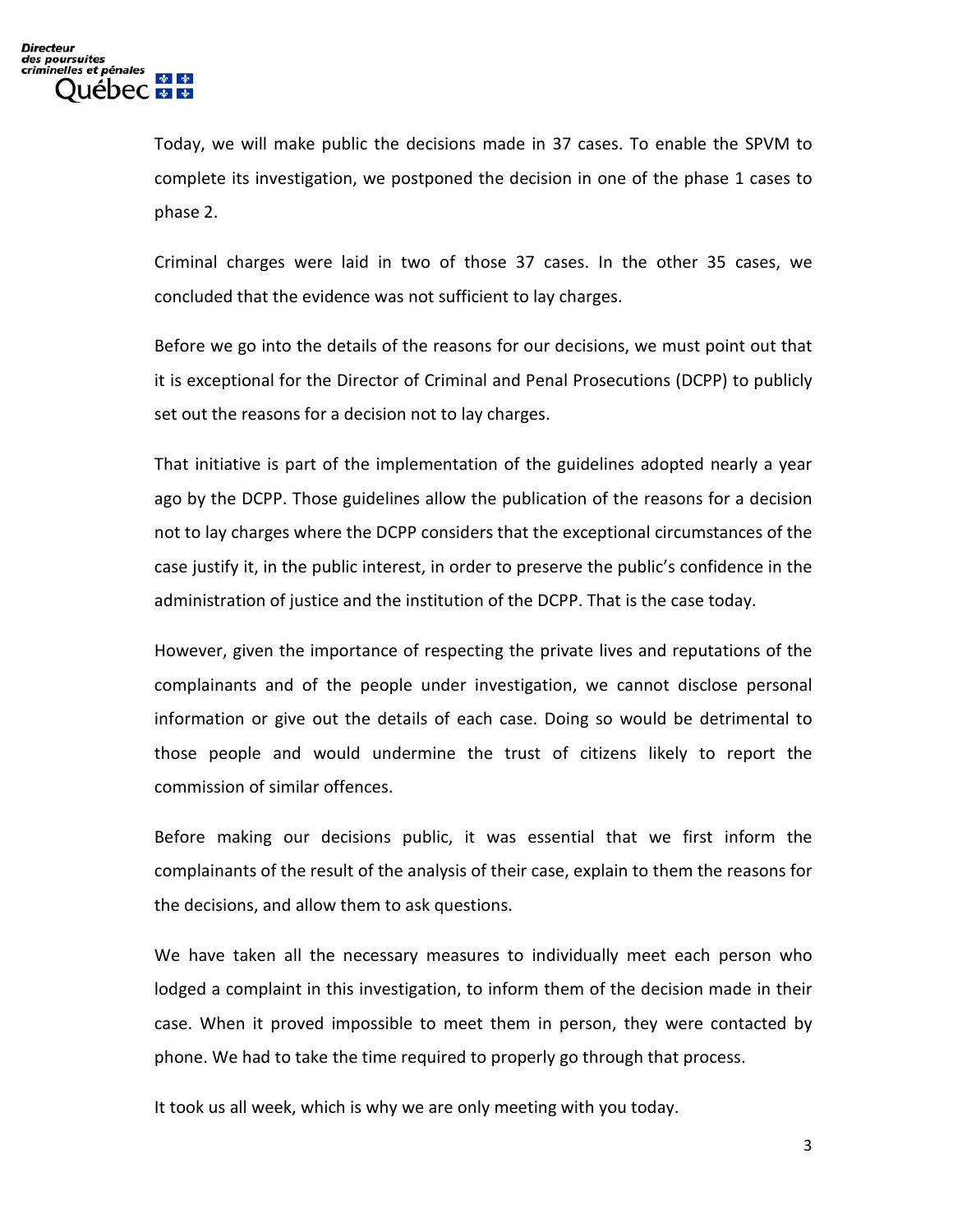Today, we will make public the decisions made in 37 cases. To enable the SPVM to complete its investigation, we postponed the decision in one of the phase 1 cases to phase 2.

Criminal charges were laid in two of those 37 cases. In the other 35 cases, we concluded that the evidence was not sufficient to lay charges.

Before we go into the details of the reasons for our decisions, we must point out that it is exceptional for the Director of Criminal and Penal Prosecutions (DCPP) to publicly set out the reasons for a decision not to lay charges.

That initiative is part of the implementation of the guidelines adopted nearly a year ago by the DCPP. Those guidelines allow the publication of the reasons for a decision not to lay charges where the DCPP considers that the exceptional circumstances of the case justify it, in the public interest, in order to preserve the public's confidence in the administration of justice and the institution of the DCPP. That is the case today.

However, given the importance of respecting the private lives and reputations of the complainants and of the people under investigation, we cannot disclose personal information or give out the details of each case. Doing so would be detrimental to those people and would undermine the trust of citizens likely to report the commission of similar offences.

Before making our decisions public, it was essential that we first inform the complainants of the result of the analysis of their case, explain to them the reasons for the decisions, and allow them to ask questions.

We have taken all the necessary measures to individually meet each person who lodged a complaint in this investigation, to inform them of the decision made in their case. When it proved impossible to meet them in person, they were contacted by phone. We had to take the time required to properly go through that process.

It took us all week, which is why we are only meeting with you today.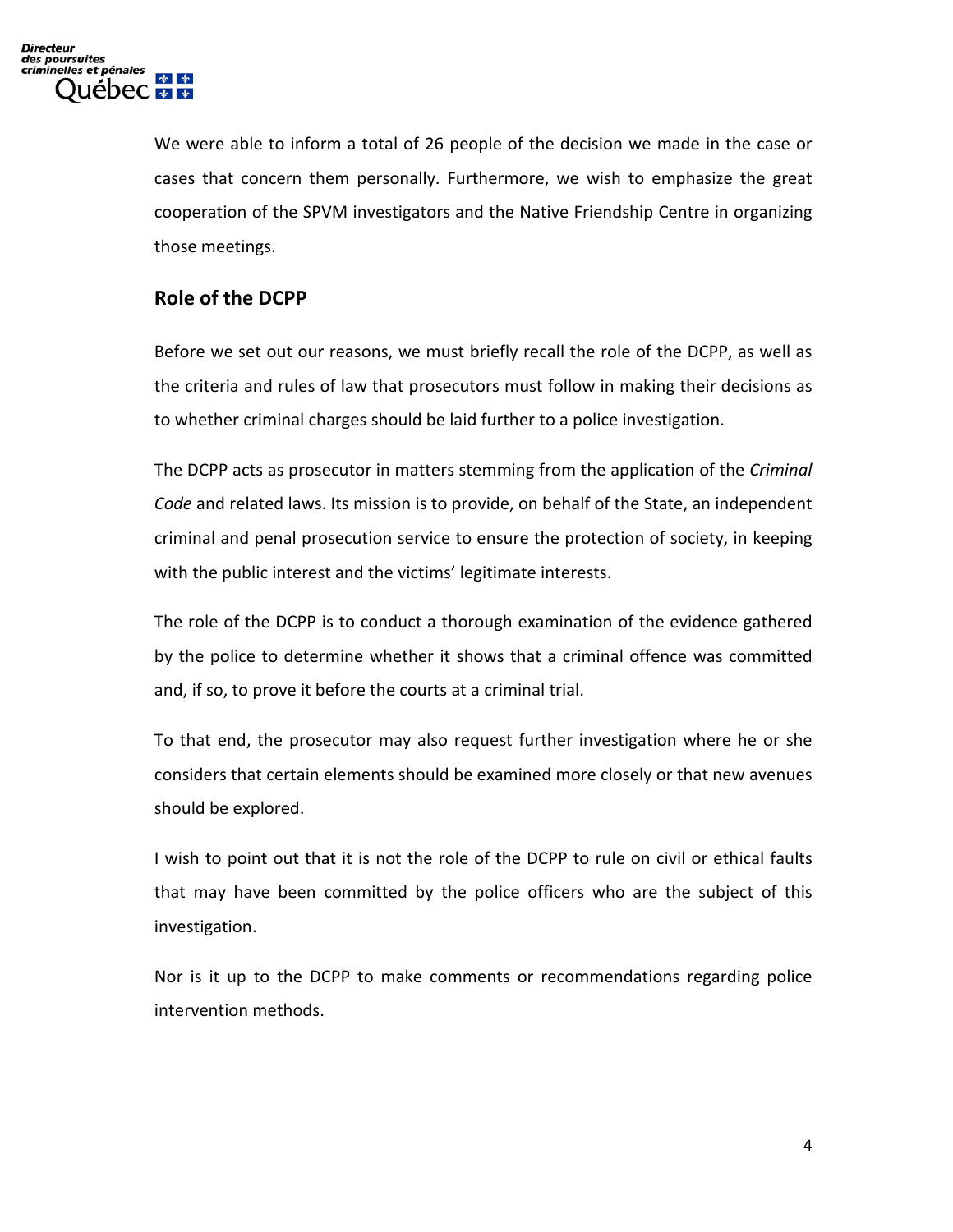We were able to inform a total of 26 people of the decision we made in the case or cases that concern them personally. Furthermore, we wish to emphasize the great cooperation of the SPVM investigators and the Native Friendship Centre in organizing those meetings.

## Role of the DCPP

Before we set out our reasons, we must briefly recall the role of the DCPP, as well as the criteria and rules of law that prosecutors must follow in making their decisions as to whether criminal charges should be laid further to a police investigation.

The DCPP acts as prosecutor in matters stemming from the application of the *Criminal Code* and related laws. Its mission is to provide, on behalf of the State, an independent criminal and penal prosecution service to ensure the protection of society, in keeping with the public interest and the victims' legitimate interests.

The role of the DCPP is to conduct a thorough examination of the evidence gathered by the police to determine whether it shows that a criminal offence was committed and, if so, to prove it before the courts at a criminal trial.

To that end, the prosecutor may also request further investigation where he or she considers that certain elements should be examined more closely or that new avenues should be explored.

I wish to point out that it is not the role of the DCPP to rule on civil or ethical faults that may have been committed by the police officers who are the subject of this investigation.

Nor is it up to the DCPP to make comments or recommendations regarding police intervention methods.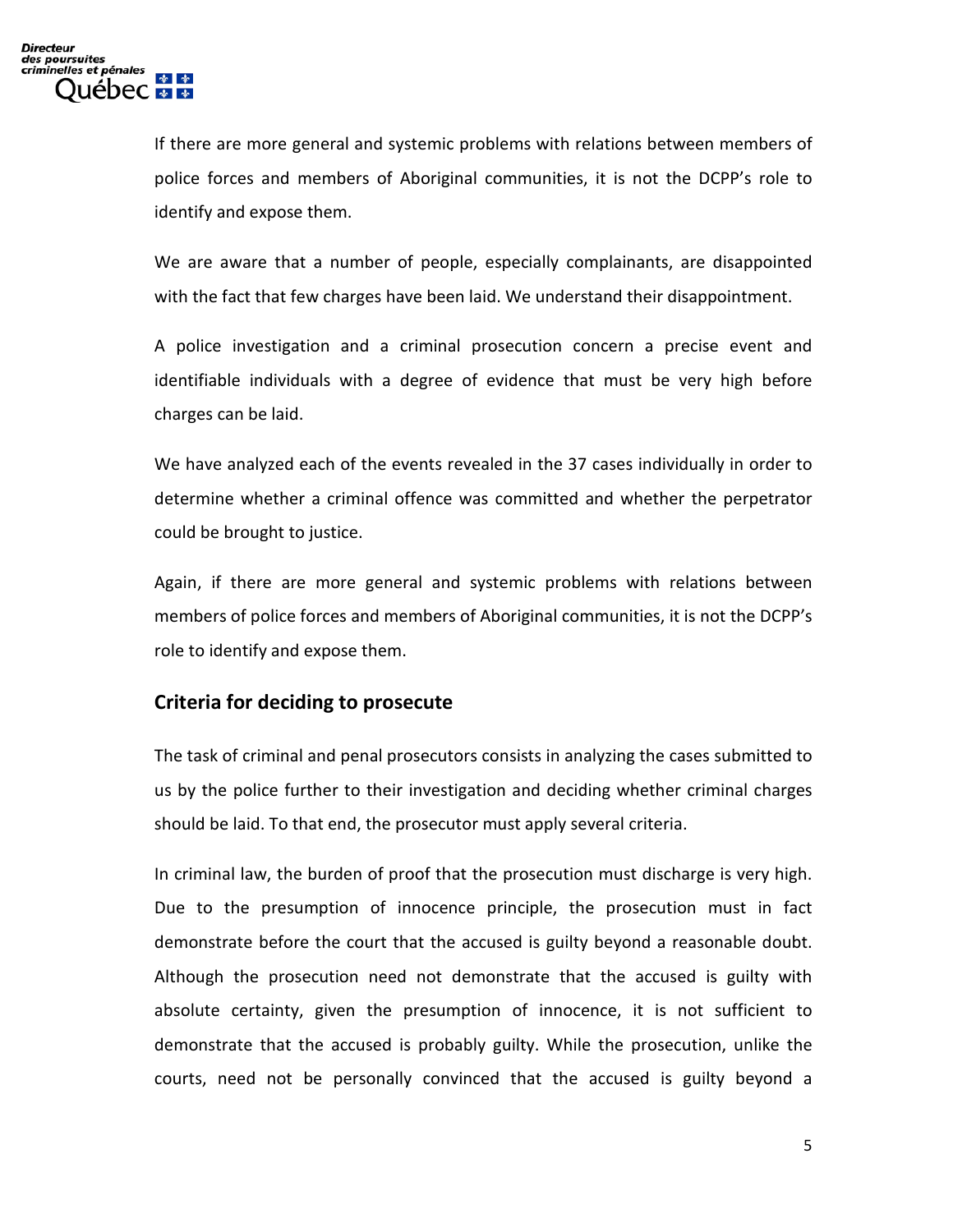If there are more general and systemic problems with relations between members of police forces and members of Aboriginal communities, it is not the DCPP's role to identify and expose them.

We are aware that a number of people, especially complainants, are disappointed with the fact that few charges have been laid. We understand their disappointment.

A police investigation and a criminal prosecution concern a precise event and identifiable individuals with a degree of evidence that must be very high before charges can be laid.

We have analyzed each of the events revealed in the 37 cases individually in order to determine whether a criminal offence was committed and whether the perpetrator could be brought to justice.

Again, if there are more general and systemic problems with relations between members of police forces and members of Aboriginal communities, it is not the DCPP's role to identify and expose them.

## Criteria for deciding to prosecute

The task of criminal and penal prosecutors consists in analyzing the cases submitted to us by the police further to their investigation and deciding whether criminal charges should be laid. To that end, the prosecutor must apply several criteria.

In criminal law, the burden of proof that the prosecution must discharge is very high. Due to the presumption of innocence principle, the prosecution must in fact demonstrate before the court that the accused is guilty beyond a reasonable doubt. Although the prosecution need not demonstrate that the accused is guilty with absolute certainty, given the presumption of innocence, it is not sufficient to demonstrate that the accused is probably guilty. While the prosecution, unlike the courts, need not be personally convinced that the accused is guilty beyond a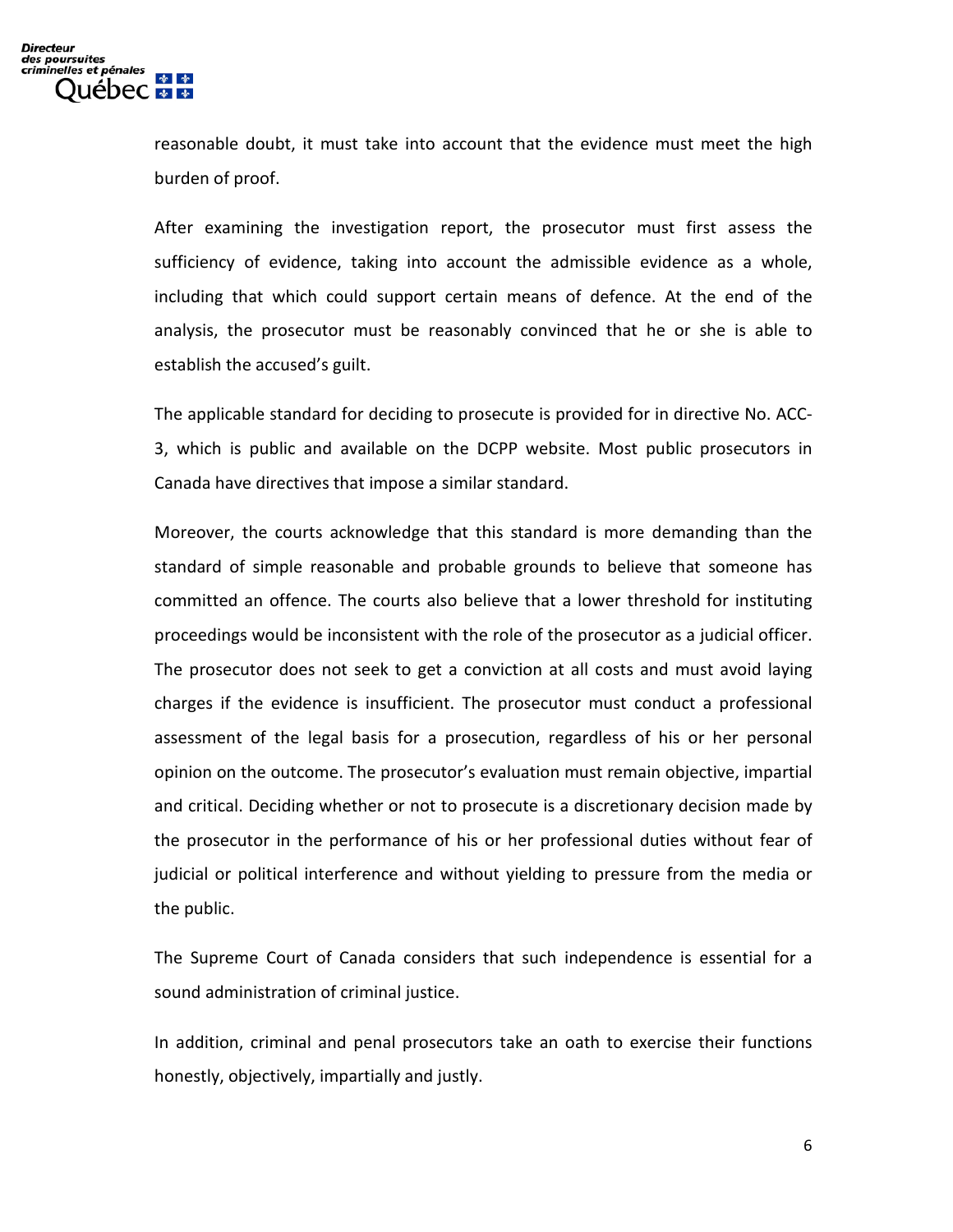reasonable doubt, it must take into account that the evidence must meet the high burden of proof.

After examining the investigation report, the prosecutor must first assess the sufficiency of evidence, taking into account the admissible evidence as a whole, including that which could support certain means of defence. At the end of the analysis, the prosecutor must be reasonably convinced that he or she is able to establish the accused's guilt.

The applicable standard for deciding to prosecute is provided for in directive No. ACC-3, which is public and available on the DCPP website. Most public prosecutors in Canada have directives that impose a similar standard.

Moreover, the courts acknowledge that this standard is more demanding than the standard of simple reasonable and probable grounds to believe that someone has committed an offence. The courts also believe that a lower threshold for instituting proceedings would be inconsistent with the role of the prosecutor as a judicial officer. The prosecutor does not seek to get a conviction at all costs and must avoid laying charges if the evidence is insufficient. The prosecutor must conduct a professional assessment of the legal basis for a prosecution, regardless of his or her personal opinion on the outcome. The prosecutor's evaluation must remain objective, impartial and critical. Deciding whether or not to prosecute is a discretionary decision made by the prosecutor in the performance of his or her professional duties without fear of judicial or political interference and without yielding to pressure from the media or the public.

The Supreme Court of Canada considers that such independence is essential for a sound administration of criminal justice.

In addition, criminal and penal prosecutors take an oath to exercise their functions honestly, objectively, impartially and justly.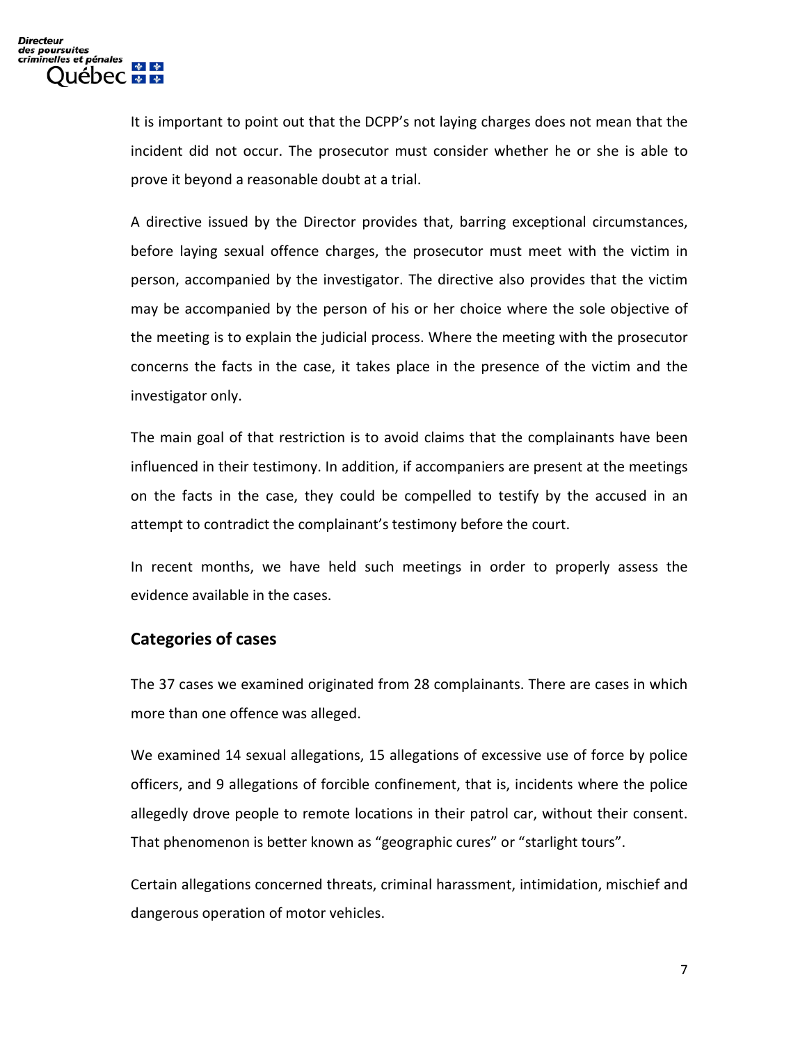It is important to point out that the DCPP's not laying charges does not mean that the incident did not occur. The prosecutor must consider whether he or she is able to prove it beyond a reasonable doubt at a trial.

A directive issued by the Director provides that, barring exceptional circumstances, before laying sexual offence charges, the prosecutor must meet with the victim in person, accompanied by the investigator. The directive also provides that the victim may be accompanied by the person of his or her choice where the sole objective of the meeting is to explain the judicial process. Where the meeting with the prosecutor concerns the facts in the case, it takes place in the presence of the victim and the investigator only.

The main goal of that restriction is to avoid claims that the complainants have been influenced in their testimony. In addition, if accompaniers are present at the meetings on the facts in the case, they could be compelled to testify by the accused in an attempt to contradict the complainant's testimony before the court.

In recent months, we have held such meetings in order to properly assess the evidence available in the cases.

## Categories of cases

The 37 cases we examined originated from 28 complainants. There are cases in which more than one offence was alleged.

We examined 14 sexual allegations, 15 allegations of excessive use of force by police officers, and 9 allegations of forcible confinement, that is, incidents where the police allegedly drove people to remote locations in their patrol car, without their consent. That phenomenon is better known as "geographic cures" or "starlight tours".

Certain allegations concerned threats, criminal harassment, intimidation, mischief and dangerous operation of motor vehicles.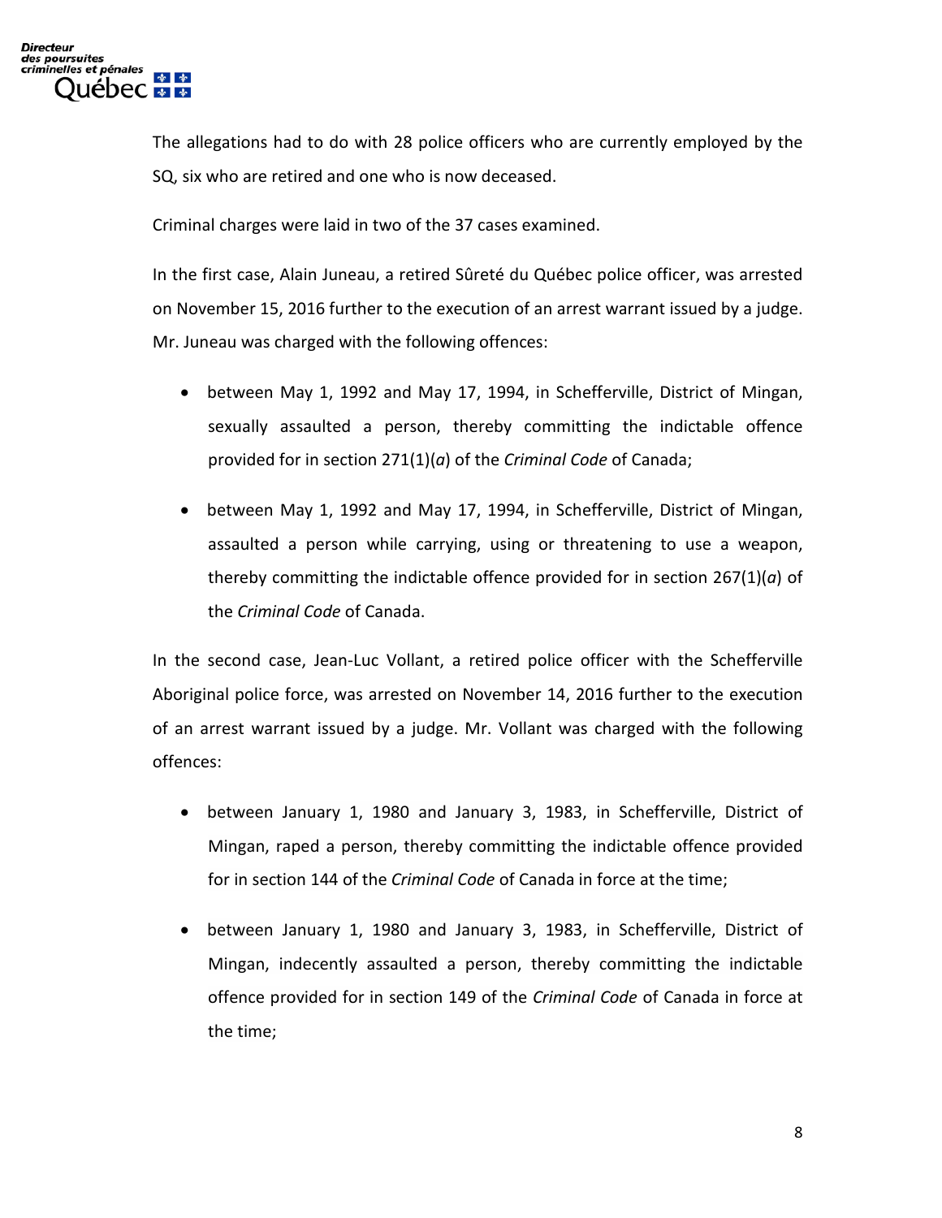The allegations had to do with 28 police officers who are currently employed by the SQ, six who are retired and one who is now deceased.

Criminal charges were laid in two of the 37 cases examined.

In the first case, Alain Juneau, a retired Sûreté du Québec police officer, was arrested on November 15, 2016 further to the execution of an arrest warrant issued by a judge. Mr. Juneau was charged with the following offences:

- between May 1, 1992 and May 17, 1994, in Schefferville, District of Mingan, sexually assaulted a person, thereby committing the indictable offence provided for in section 271(1)(*a*) of the *Criminal Code* of Canada;
- between May 1, 1992 and May 17, 1994, in Schefferville, District of Mingan, assaulted a person while carrying, using or threatening to use a weapon, thereby committing the indictable offence provided for in section 267(1)(*a*) of the *Criminal Code* of Canada.

In the second case, Jean-Luc Vollant, a retired police officer with the Schefferville Aboriginal police force, was arrested on November 14, 2016 further to the execution of an arrest warrant issued by a judge. Mr. Vollant was charged with the following offences:

- between January 1, 1980 and January 3, 1983, in Schefferville, District of Mingan, raped a person, thereby committing the indictable offence provided for in section 144 of the *Criminal Code* of Canada in force at the time;
- between January 1, 1980 and January 3, 1983, in Schefferville, District of Mingan, indecently assaulted a person, thereby committing the indictable offence provided for in section 149 of the *Criminal Code* of Canada in force at the time;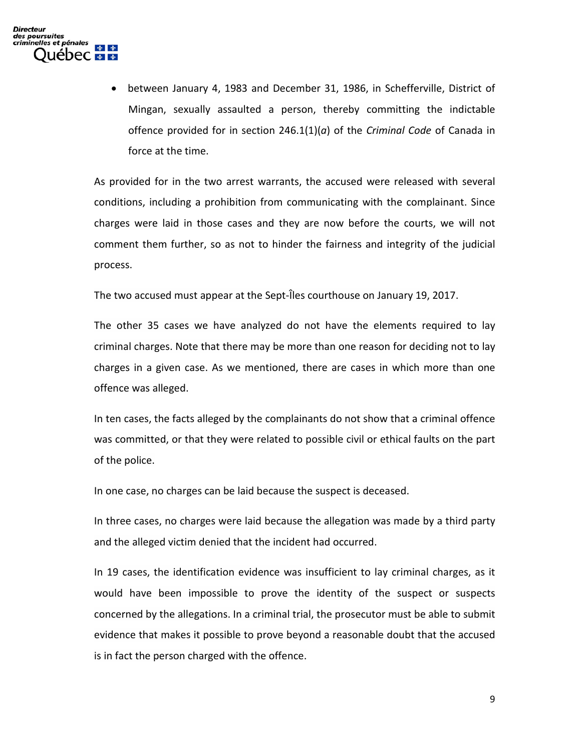- between January 4, 1983 and December 31, 1986, in Schefferville, District of Mingan, sexually assaulted a person, thereby committing the indictable offence provided for in section 246.1(1)(*a*) of the *Criminal Code* of Canada in force at the time.

As provided for in the two arrest warrants, the accused were released with several conditions, including a prohibition from communicating with the complainant. Since charges were laid in those cases and they are now before the courts, we will not comment them further, so as not to hinder the fairness and integrity of the judicial process.

The two accused must appear at the Sept-Îles courthouse on January 19, 2017.

The other 35 cases we have analyzed do not have the elements required to lay criminal charges. Note that there may be more than one reason for deciding not to lay charges in a given case. As we mentioned, there are cases in which more than one offence was alleged.

In ten cases, the facts alleged by the complainants do not show that a criminal offence was committed, or that they were related to possible civil or ethical faults on the part of the police.

In one case, no charges can be laid because the suspect is deceased.

In three cases, no charges were laid because the allegation was made by a third party and the alleged victim denied that the incident had occurred.

In 19 cases, the identification evidence was insufficient to lay criminal charges, as it would have been impossible to prove the identity of the suspect or suspects concerned by the allegations. In a criminal trial, the prosecutor must be able to submit evidence that makes it possible to prove beyond a reasonable doubt that the accused is in fact the person charged with the offence.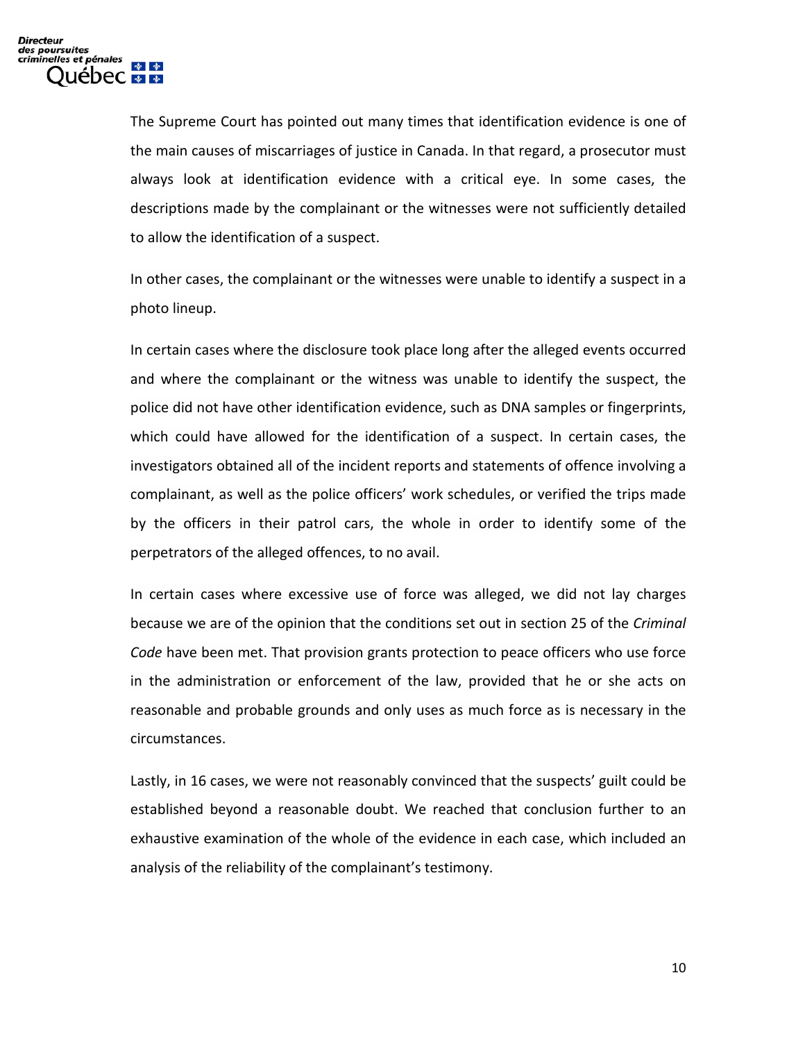The Supreme Court has pointed out many times that identification evidence is one of the main causes of miscarriages of justice in Canada. In that regard, a prosecutor must always look at identification evidence with a critical eye. In some cases, the descriptions made by the complainant or the witnesses were not sufficiently detailed to allow the identification of a suspect.

In other cases, the complainant or the witnesses were unable to identify a suspect in a photo lineup.

In certain cases where the disclosure took place long after the alleged events occurred and where the complainant or the witness was unable to identify the suspect, the police did not have other identification evidence, such as DNA samples or fingerprints, which could have allowed for the identification of a suspect. In certain cases, the investigators obtained all of the incident reports and statements of offence involving a complainant, as well as the police officers' work schedules, or verified the trips made by the officers in their patrol cars, the whole in order to identify some of the perpetrators of the alleged offences, to no avail.

In certain cases where excessive use of force was alleged, we did not lay charges because we are of the opinion that the conditions set out in section 25 of the *Criminal Code* have been met. That provision grants protection to peace officers who use force in the administration or enforcement of the law, provided that he or she acts on reasonable and probable grounds and only uses as much force as is necessary in the circumstances.

Lastly, in 16 cases, we were not reasonably convinced that the suspects' guilt could be established beyond a reasonable doubt. We reached that conclusion further to an exhaustive examination of the whole of the evidence in each case, which included an analysis of the reliability of the complainant's testimony.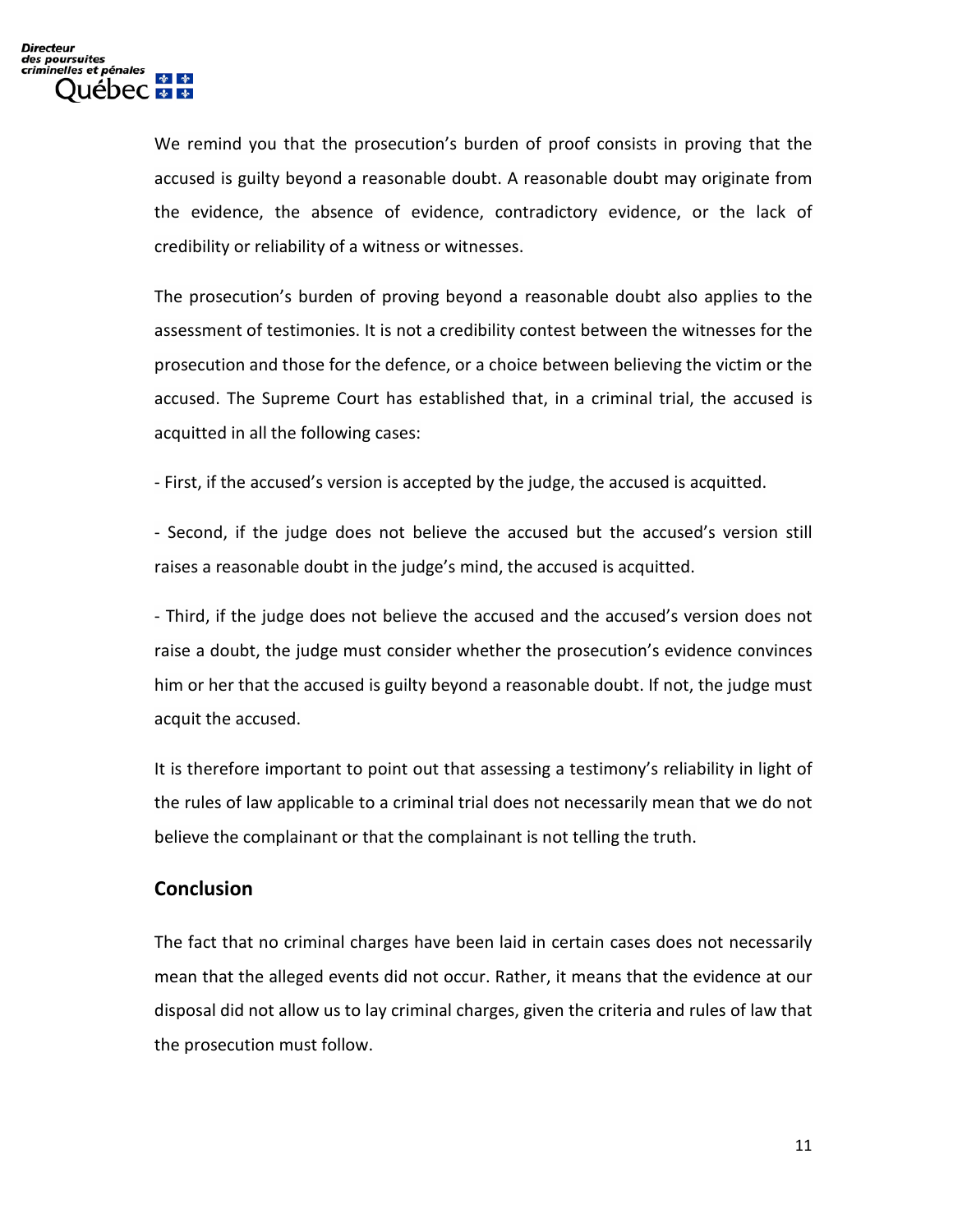We remind you that the prosecution's burden of proof consists in proving that the accused is guilty beyond a reasonable doubt. A reasonable doubt may originate from the evidence, the absence of evidence, contradictory evidence, or the lack of credibility or reliability of a witness or witnesses.

The prosecution's burden of proving beyond a reasonable doubt also applies to the assessment of testimonies. It is not a credibility contest between the witnesses for the prosecution and those for the defence, or a choice between believing the victim or the accused. The Supreme Court has established that, in a criminal trial, the accused is acquitted in all the following cases:

- First, if the accused's version is accepted by the judge, the accused is acquitted.

- Second, if the judge does not believe the accused but the accused's version still raises a reasonable doubt in the judge's mind, the accused is acquitted.

- Third, if the judge does not believe the accused and the accused's version does not raise a doubt, the judge must consider whether the prosecution's evidence convinces him or her that the accused is guilty beyond a reasonable doubt. If not, the judge must acquit the accused.

It is therefore important to point out that assessing a testimony's reliability in light of the rules of law applicable to a criminal trial does not necessarily mean that we do not believe the complainant or that the complainant is not telling the truth.

## Conclusion

The fact that no criminal charges have been laid in certain cases does not necessarily mean that the alleged events did not occur. Rather, it means that the evidence at our disposal did not allow us to lay criminal charges, given the criteria and rules of law that the prosecution must follow.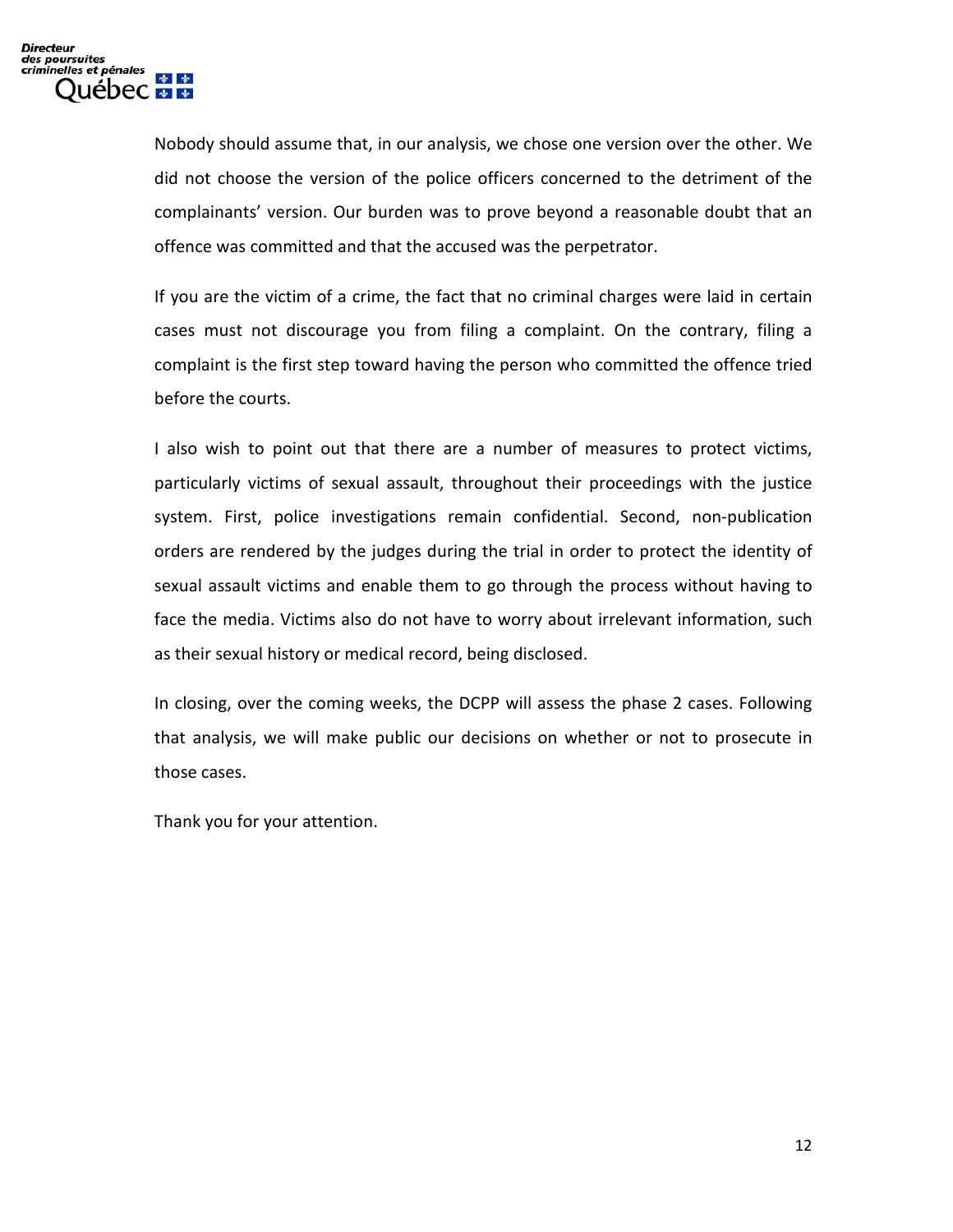Nobody should assume that, in our analysis, we chose one version over the other. We did not choose the version of the police officers concerned to the detriment of the complainants' version. Our burden was to prove beyond a reasonable doubt that an offence was committed and that the accused was the perpetrator.

If you are the victim of a crime, the fact that no criminal charges were laid in certain cases must not discourage you from filing a complaint. On the contrary, filing a complaint is the first step toward having the person who committed the offence tried before the courts.

I also wish to point out that there are a number of measures to protect victims, particularly victims of sexual assault, throughout their proceedings with the justice system. First, police investigations remain confidential. Second, non-publication orders are rendered by the judges during the trial in order to protect the identity of sexual assault victims and enable them to go through the process without having to face the media. Victims also do not have to worry about irrelevant information, such as their sexual history or medical record, being disclosed.

In closing, over the coming weeks, the DCPP will assess the phase 2 cases. Following that analysis, we will make public our decisions on whether or not to prosecute in those cases.

Thank you for your attention.